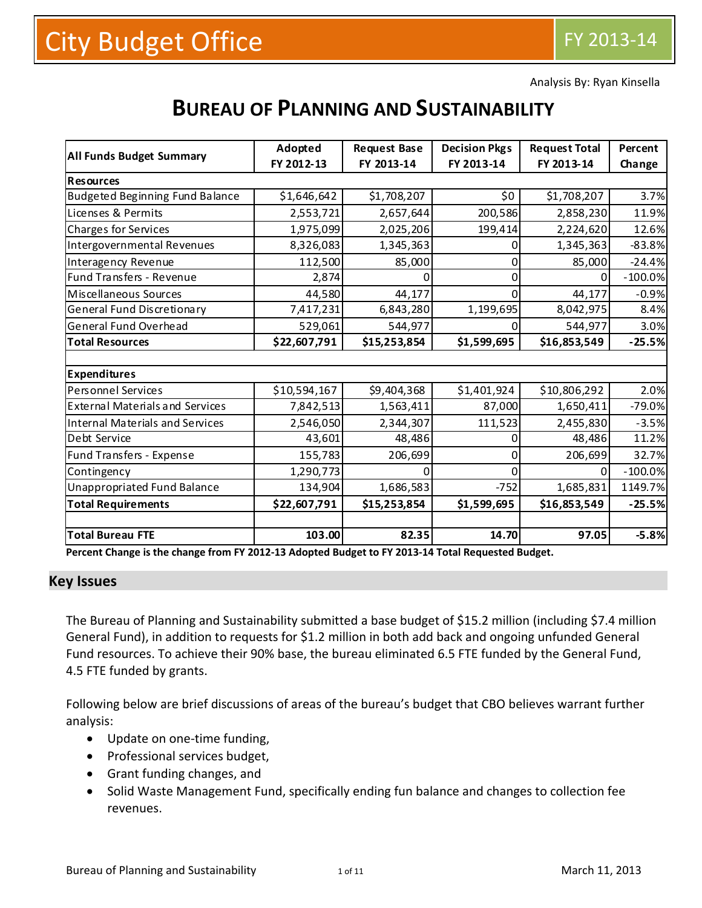# City Budget Office

FY 2013-14

Analysis By: Ryan Kinsella

# BUREAU OF PLANNING AND SUSTAINABILITY

| All Funds Budget Summary | Adopted FY 2012-13 | Request Base FY 2013-14 | Decision Pkgs FY 2013-14 | Request Total FY 2013-14 | Percent Change |
|---|---|---|---|---|---|
| **Resources** | | | | | |
| Budgeted Beginning Fund Balance | $1,646,642 | $1,708,207 | $0 | $1,708,207 | 3.7% |
| Licenses & Permits | 2,553,721 | 2,657,644 | 200,586 | 2,858,230 | 11.9% |
| Charges for Services | 1,975,099 | 2,025,206 | 199,414 | 2,224,620 | 12.6% |
| Intergovernmental Revenues | 8,326,083 | 1,345,363 | 0 | 1,345,363 | -83.8% |
| Interagency Revenue | 112,500 | 85,000 | 0 | 85,000 | -24.4% |
| Fund Transfers - Revenue | 2,874 | 0 | 0 | 0 | -100.0% |
| Miscellaneous Sources | 44,580 | 44,177 | 0 | 44,177 | -0.9% |
| General Fund Discretionary | 7,417,231 | 6,843,280 | 1,199,695 | 8,042,975 | 8.4% |
| General Fund Overhead | 529,061 | 544,977 | 0 | 544,977 | 3.0% |
| **Total Resources** | **$22,607,791** | **$15,253,854** | **$1,599,695** | **$16,853,549** | **-25.5%** |
| | | | | | |
| **Expenditures** | | | | | |
| Personnel Services | $10,594,167 | $9,404,368 | $1,401,924 | $10,806,292 | 2.0% |
| External Materials and Services | 7,842,513 | 1,563,411 | 87,000 | 1,650,411 | -79.0% |
| Internal Materials and Services | 2,546,050 | 2,344,307 | 111,523 | 2,455,830 | -3.5% |
| Debt Service | 43,601 | 48,486 | 0 | 48,486 | 11.2% |
| Fund Transfers - Expense | 155,783 | 206,699 | 0 | 206,699 | 32.7% |
| Contingency | 1,290,773 | 0 | 0 | 0 | -100.0% |
| Unappropriated Fund Balance | 134,904 | 1,686,583 | -752 | 1,685,831 | 1149.7% |
| **Total Requirements** | **$22,607,791** | **$15,253,854** | **$1,599,695** | **$16,853,549** | **-25.5%** |
| | | | | | |
| **Total Bureau FTE** | **103.00** | **82.35** | **14.70** | **97.05** | **-5.8%** |

**Percent Change is the change from FY 2012-13 Adopted Budget to FY 2013-14 Total Requested Budget.**

## Key Issues

The Bureau of Planning and Sustainability submitted a base budget of $15.2 million (including $7.4 million General Fund), in addition to requests for $1.2 million in both add back and ongoing unfunded General Fund resources. To achieve their 90% base, the bureau eliminated 6.5 FTE funded by the General Fund, 4.5 FTE funded by grants.

Following below are brief discussions of areas of the bureau's budget that CBO believes warrant further analysis:

- Update on one-time funding,
- Professional services budget,
- Grant funding changes, and
- Solid Waste Management Fund, specifically ending fun balance and changes to collection fee revenues.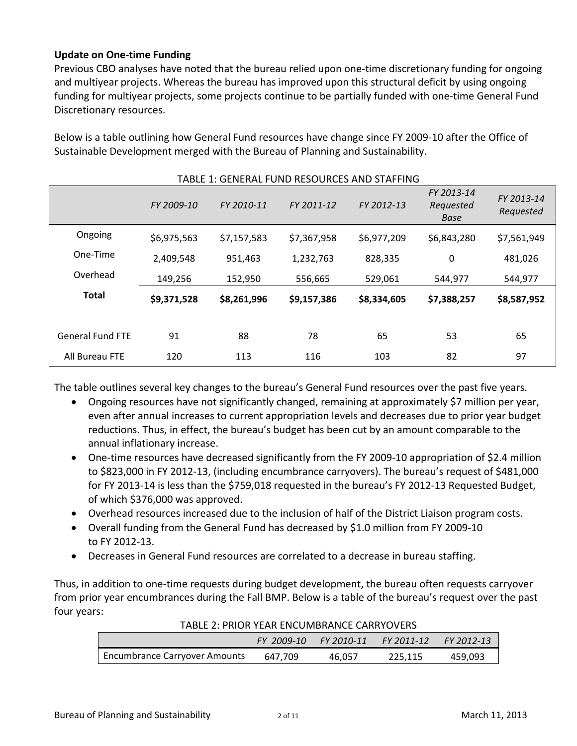**Update on One-time Funding**

Previous CBO analyses have noted that the bureau relied upon one-time discretionary funding for ongoing and multiyear projects. Whereas the bureau has improved upon this structural deficit by using ongoing funding for multiyear projects, some projects continue to be partially funded with one-time General Fund Discretionary resources.

Below is a table outlining how General Fund resources have change since FY 2009-10 after the Office of Sustainable Development merged with the Bureau of Planning and Sustainability.

TABLE 1: GENERAL FUND RESOURCES AND STAFFING

| | *FY 2009-10* | *FY 2010-11* | *FY 2011-12* | *FY 2012-13* | *FY 2013-14 Requested Base* | *FY 2013-14 Requested* |
|---|---|---|---|---|---|---|
| Ongoing | $6,975,563 | $7,157,583 | $7,367,958 | $6,977,209 | $6,843,280 | $7,561,949 |
| One-Time | 2,409,548 | 951,463 | 1,232,763 | 828,335 | 0 | 481,026 |
| Overhead | 149,256 | 152,950 | 556,665 | 529,061 | 544,977 | 544,977 |
| **Total** | **$9,371,528** | **$8,261,996** | **$9,157,386** | **$8,334,605** | **$7,388,257** | **$8,587,952** |
| | | | | | | |
| General Fund FTE | 91 | 88 | 78 | 65 | 53 | 65 |
| All Bureau FTE | 120 | 113 | 116 | 103 | 82 | 97 |

The table outlines several key changes to the bureau's General Fund resources over the past five years.

- Ongoing resources have not significantly changed, remaining at approximately $7 million per year, even after annual increases to current appropriation levels and decreases due to prior year budget reductions. Thus, in effect, the bureau's budget has been cut by an amount comparable to the annual inflationary increase.
- One-time resources have decreased significantly from the FY 2009-10 appropriation of $2.4 million to $823,000 in FY 2012-13, (including encumbrance carryovers). The bureau's request of $481,000 for FY 2013-14 is less than the $759,018 requested in the bureau's FY 2012-13 Requested Budget, of which $376,000 was approved.
- Overhead resources increased due to the inclusion of half of the District Liaison program costs.
- Overall funding from the General Fund has decreased by $1.0 million from FY 2009-10 to FY 2012-13.
- Decreases in General Fund resources are correlated to a decrease in bureau staffing.

Thus, in addition to one-time requests during budget development, the bureau often requests carryover from prior year encumbrances during the Fall BMP. Below is a table of the bureau's request over the past four years:

TABLE 2: PRIOR YEAR ENCUMBRANCE CARRYOVERS

| | *FY 2009-10* | *FY 2010-11* | *FY 2011-12* | *FY 2012-13* |
|---|---|---|---|---|
| Encumbrance Carryover Amounts | 647,709 | 46,057 | 225,115 | 459,093 |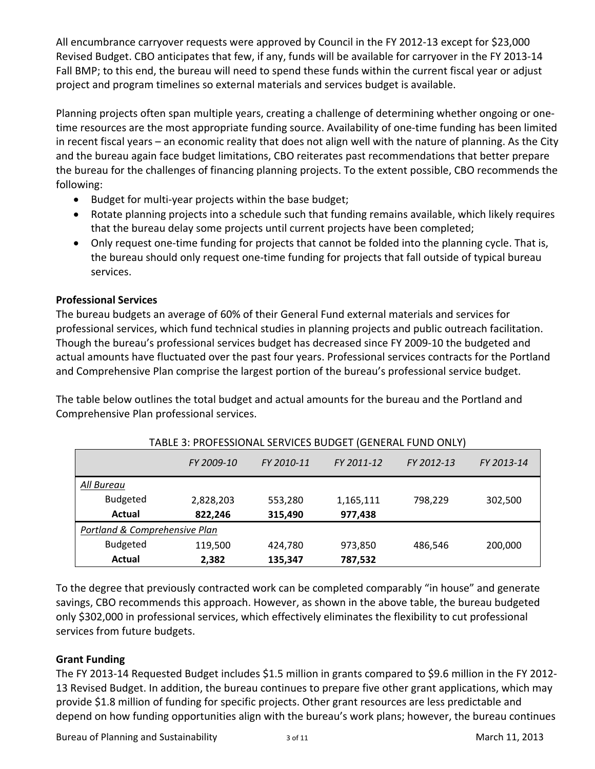All encumbrance carryover requests were approved by Council in the FY 2012-13 except for $23,000 Revised Budget. CBO anticipates that few, if any, funds will be available for carryover in the FY 2013-14 Fall BMP; to this end, the bureau will need to spend these funds within the current fiscal year or adjust project and program timelines so external materials and services budget is available.

Planning projects often span multiple years, creating a challenge of determining whether ongoing or one-time resources are the most appropriate funding source. Availability of one-time funding has been limited in recent fiscal years – an economic reality that does not align well with the nature of planning. As the City and the bureau again face budget limitations, CBO reiterates past recommendations that better prepare the bureau for the challenges of financing planning projects. To the extent possible, CBO recommends the following:

- Budget for multi-year projects within the base budget;
- Rotate planning projects into a schedule such that funding remains available, which likely requires that the bureau delay some projects until current projects have been completed;
- Only request one-time funding for projects that cannot be folded into the planning cycle. That is, the bureau should only request one-time funding for projects that fall outside of typical bureau services.

### Professional Services

The bureau budgets an average of 60% of their General Fund external materials and services for professional services, which fund technical studies in planning projects and public outreach facilitation. Though the bureau's professional services budget has decreased since FY 2009-10 the budgeted and actual amounts have fluctuated over the past four years. Professional services contracts for the Portland and Comprehensive Plan comprise the largest portion of the bureau's professional service budget.

The table below outlines the total budget and actual amounts for the bureau and the Portland and Comprehensive Plan professional services.

TABLE 3: PROFESSIONAL SERVICES BUDGET (GENERAL FUND ONLY)

| | *FY 2009-10* | *FY 2010-11* | *FY 2011-12* | *FY 2012-13* | *FY 2013-14* |
|---|---|---|---|---|---|
| *All Bureau* | | | | | |
| Budgeted | 2,828,203 | 553,280 | 1,165,111 | 798,229 | 302,500 |
| **Actual** | **822,246** | **315,490** | **977,438** | | |
| *Portland & Comprehensive Plan* | | | | | |
| Budgeted | 119,500 | 424,780 | 973,850 | 486,546 | 200,000 |
| **Actual** | **2,382** | **135,347** | **787,532** | | |

To the degree that previously contracted work can be completed comparably "in house" and generate savings, CBO recommends this approach. However, as shown in the above table, the bureau budgeted only $302,000 in professional services, which effectively eliminates the flexibility to cut professional services from future budgets.

### Grant Funding

The FY 2013-14 Requested Budget includes $1.5 million in grants compared to $9.6 million in the FY 2012-13 Revised Budget. In addition, the bureau continues to prepare five other grant applications, which may provide $1.8 million of funding for specific projects. Other grant resources are less predictable and depend on how funding opportunities align with the bureau's work plans; however, the bureau continues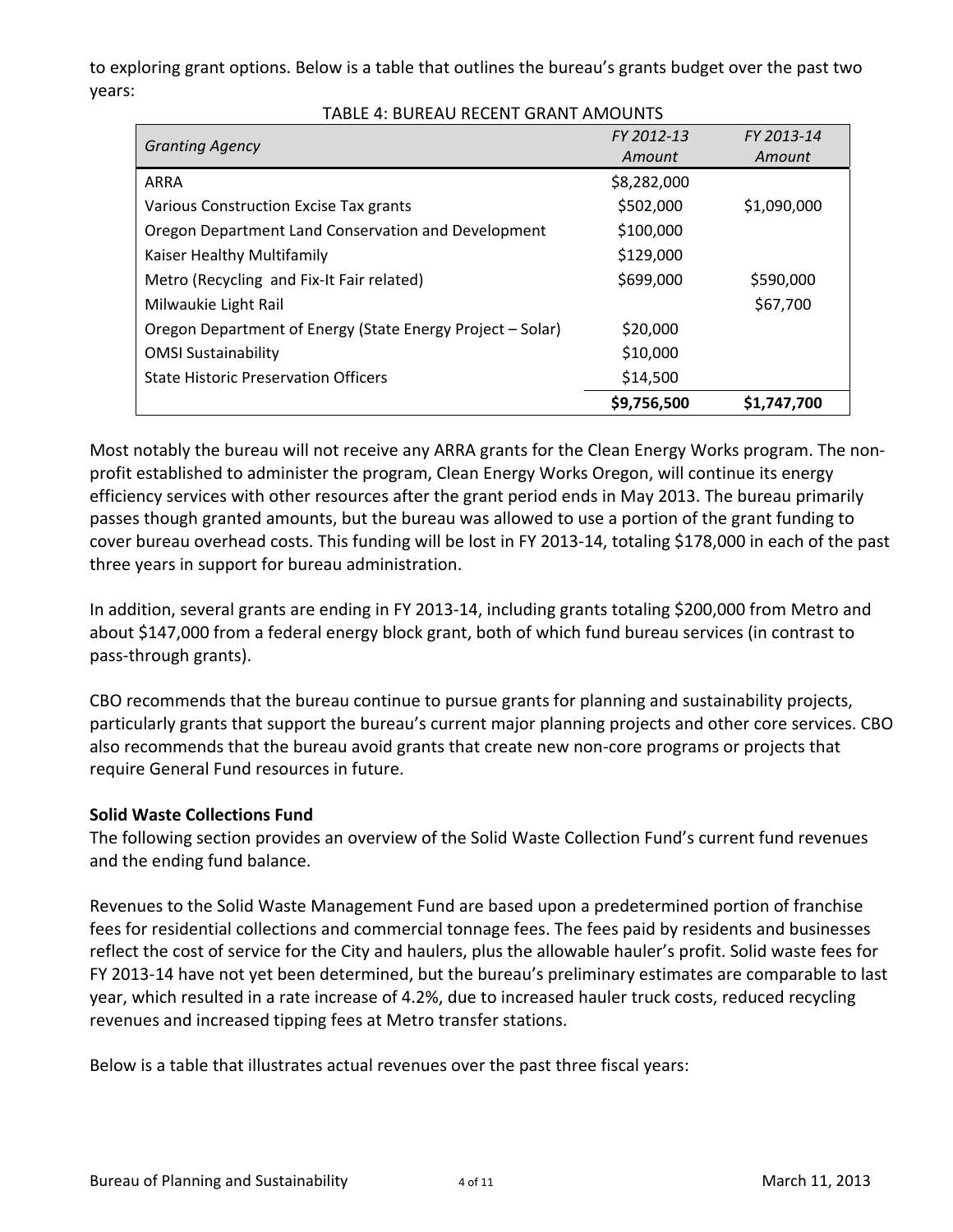to exploring grant options. Below is a table that outlines the bureau's grants budget over the past two years:

TABLE 4: BUREAU RECENT GRANT AMOUNTS

| *Granting Agency* | *FY 2012-13 Amount* | *FY 2013-14 Amount* |
|---|---|---|
| ARRA | $8,282,000 | |
| Various Construction Excise Tax grants | $502,000 | $1,090,000 |
| Oregon Department Land Conservation and Development | $100,000 | |
| Kaiser Healthy Multifamily | $129,000 | |
| Metro (Recycling and Fix-It Fair related) | $699,000 | $590,000 |
| Milwaukie Light Rail | | $67,700 |
| Oregon Department of Energy (State Energy Project – Solar) | $20,000 | |
| OMSI Sustainability | $10,000 | |
| State Historic Preservation Officers | $14,500 | |
| | **$9,756,500** | **$1,747,700** |

Most notably the bureau will not receive any ARRA grants for the Clean Energy Works program. The non-profit established to administer the program, Clean Energy Works Oregon, will continue its energy efficiency services with other resources after the grant period ends in May 2013. The bureau primarily passes though granted amounts, but the bureau was allowed to use a portion of the grant funding to cover bureau overhead costs. This funding will be lost in FY 2013-14, totaling $178,000 in each of the past three years in support for bureau administration.

In addition, several grants are ending in FY 2013-14, including grants totaling $200,000 from Metro and about $147,000 from a federal energy block grant, both of which fund bureau services (in contrast to pass-through grants).

CBO recommends that the bureau continue to pursue grants for planning and sustainability projects, particularly grants that support the bureau's current major planning projects and other core services. CBO also recommends that the bureau avoid grants that create new non-core programs or projects that require General Fund resources in future.

**Solid Waste Collections Fund**

The following section provides an overview of the Solid Waste Collection Fund's current fund revenues and the ending fund balance.

Revenues to the Solid Waste Management Fund are based upon a predetermined portion of franchise fees for residential collections and commercial tonnage fees. The fees paid by residents and businesses reflect the cost of service for the City and haulers, plus the allowable hauler's profit. Solid waste fees for FY 2013-14 have not yet been determined, but the bureau's preliminary estimates are comparable to last year, which resulted in a rate increase of 4.2%, due to increased hauler truck costs, reduced recycling revenues and increased tipping fees at Metro transfer stations.

Below is a table that illustrates actual revenues over the past three fiscal years: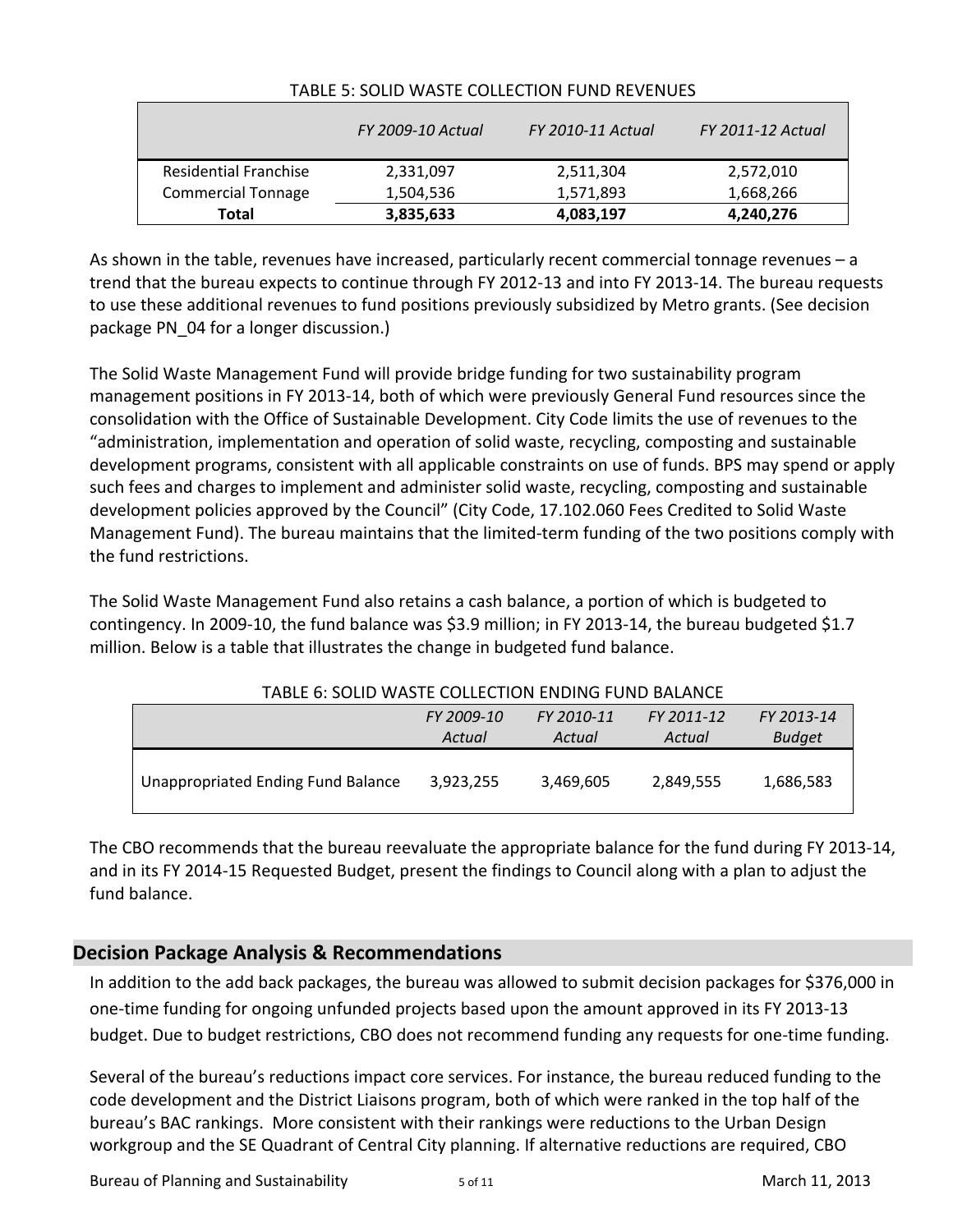TABLE 5: SOLID WASTE COLLECTION FUND REVENUES

| | *FY 2009-10 Actual* | *FY 2010-11 Actual* | *FY 2011-12 Actual* |
|---|---|---|---|
| Residential Franchise | 2,331,097 | 2,511,304 | 2,572,010 |
| Commercial Tonnage | 1,504,536 | 1,571,893 | 1,668,266 |
| **Total** | **3,835,633** | **4,083,197** | **4,240,276** |

As shown in the table, revenues have increased, particularly recent commercial tonnage revenues – a trend that the bureau expects to continue through FY 2012-13 and into FY 2013-14. The bureau requests to use these additional revenues to fund positions previously subsidized by Metro grants. (See decision package PN_04 for a longer discussion.)

The Solid Waste Management Fund will provide bridge funding for two sustainability program management positions in FY 2013-14, both of which were previously General Fund resources since the consolidation with the Office of Sustainable Development. City Code limits the use of revenues to the "administration, implementation and operation of solid waste, recycling, composting and sustainable development programs, consistent with all applicable constraints on use of funds. BPS may spend or apply such fees and charges to implement and administer solid waste, recycling, composting and sustainable development policies approved by the Council" (City Code, 17.102.060 Fees Credited to Solid Waste Management Fund). The bureau maintains that the limited-term funding of the two positions comply with the fund restrictions.

The Solid Waste Management Fund also retains a cash balance, a portion of which is budgeted to contingency. In 2009-10, the fund balance was $3.9 million; in FY 2013-14, the bureau budgeted $1.7 million. Below is a table that illustrates the change in budgeted fund balance.

TABLE 6: SOLID WASTE COLLECTION ENDING FUND BALANCE

| | *FY 2009-10 Actual* | *FY 2010-11 Actual* | *FY 2011-12 Actual* | *FY 2013-14 Budget* |
|---|---|---|---|---|
| Unappropriated Ending Fund Balance | 3,923,255 | 3,469,605 | 2,849,555 | 1,686,583 |

The CBO recommends that the bureau reevaluate the appropriate balance for the fund during FY 2013-14, and in its FY 2014-15 Requested Budget, present the findings to Council along with a plan to adjust the fund balance.

## Decision Package Analysis & Recommendations

In addition to the add back packages, the bureau was allowed to submit decision packages for $376,000 in one-time funding for ongoing unfunded projects based upon the amount approved in its FY 2013-13 budget. Due to budget restrictions, CBO does not recommend funding any requests for one-time funding.

Several of the bureau's reductions impact core services. For instance, the bureau reduced funding to the code development and the District Liaisons program, both of which were ranked in the top half of the bureau's BAC rankings. More consistent with their rankings were reductions to the Urban Design workgroup and the SE Quadrant of Central City planning. If alternative reductions are required, CBO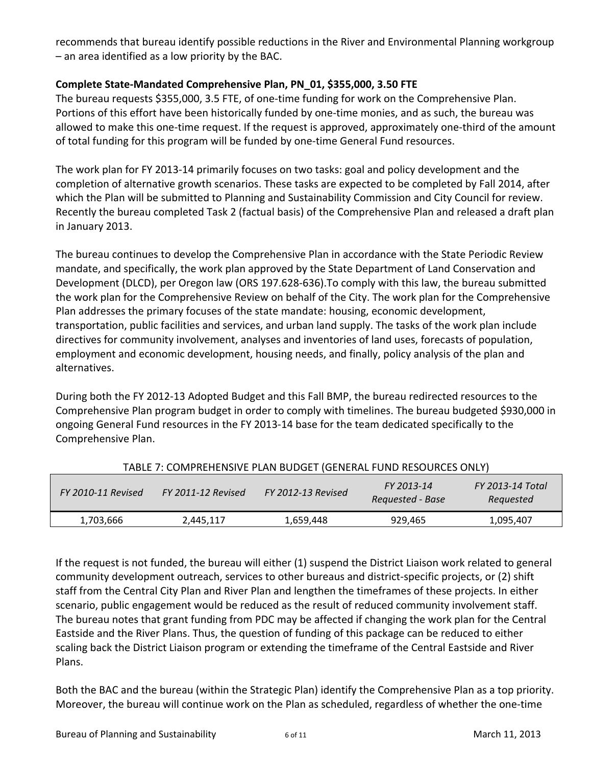recommends that bureau identify possible reductions in the River and Environmental Planning workgroup – an area identified as a low priority by the BAC.

**Complete State-Mandated Comprehensive Plan, PN_01, $355,000, 3.50 FTE**

The bureau requests $355,000, 3.5 FTE, of one-time funding for work on the Comprehensive Plan. Portions of this effort have been historically funded by one-time monies, and as such, the bureau was allowed to make this one-time request. If the request is approved, approximately one-third of the amount of total funding for this program will be funded by one-time General Fund resources.

The work plan for FY 2013-14 primarily focuses on two tasks: goal and policy development and the completion of alternative growth scenarios. These tasks are expected to be completed by Fall 2014, after which the Plan will be submitted to Planning and Sustainability Commission and City Council for review. Recently the bureau completed Task 2 (factual basis) of the Comprehensive Plan and released a draft plan in January 2013.

The bureau continues to develop the Comprehensive Plan in accordance with the State Periodic Review mandate, and specifically, the work plan approved by the State Department of Land Conservation and Development (DLCD), per Oregon law (ORS 197.628-636).To comply with this law, the bureau submitted the work plan for the Comprehensive Review on behalf of the City. The work plan for the Comprehensive Plan addresses the primary focuses of the state mandate: housing, economic development, transportation, public facilities and services, and urban land supply. The tasks of the work plan include directives for community involvement, analyses and inventories of land uses, forecasts of population, employment and economic development, housing needs, and finally, policy analysis of the plan and alternatives.

During both the FY 2012-13 Adopted Budget and this Fall BMP, the bureau redirected resources to the Comprehensive Plan program budget in order to comply with timelines. The bureau budgeted $930,000 in ongoing General Fund resources in the FY 2013-14 base for the team dedicated specifically to the Comprehensive Plan.

TABLE 7: COMPREHENSIVE PLAN BUDGET (GENERAL FUND RESOURCES ONLY)

| *FY 2010-11 Revised* | *FY 2011-12 Revised* | *FY 2012-13 Revised* | *FY 2013-14 Requested - Base* | *FY 2013-14 Total Requested* |
|---|---|---|---|---|
| 1,703,666 | 2,445,117 | 1,659,448 | 929,465 | 1,095,407 |

If the request is not funded, the bureau will either (1) suspend the District Liaison work related to general community development outreach, services to other bureaus and district-specific projects, or (2) shift staff from the Central City Plan and River Plan and lengthen the timeframes of these projects. In either scenario, public engagement would be reduced as the result of reduced community involvement staff. The bureau notes that grant funding from PDC may be affected if changing the work plan for the Central Eastside and the River Plans. Thus, the question of funding of this package can be reduced to either scaling back the District Liaison program or extending the timeframe of the Central Eastside and River Plans.

Both the BAC and the bureau (within the Strategic Plan) identify the Comprehensive Plan as a top priority. Moreover, the bureau will continue work on the Plan as scheduled, regardless of whether the one-time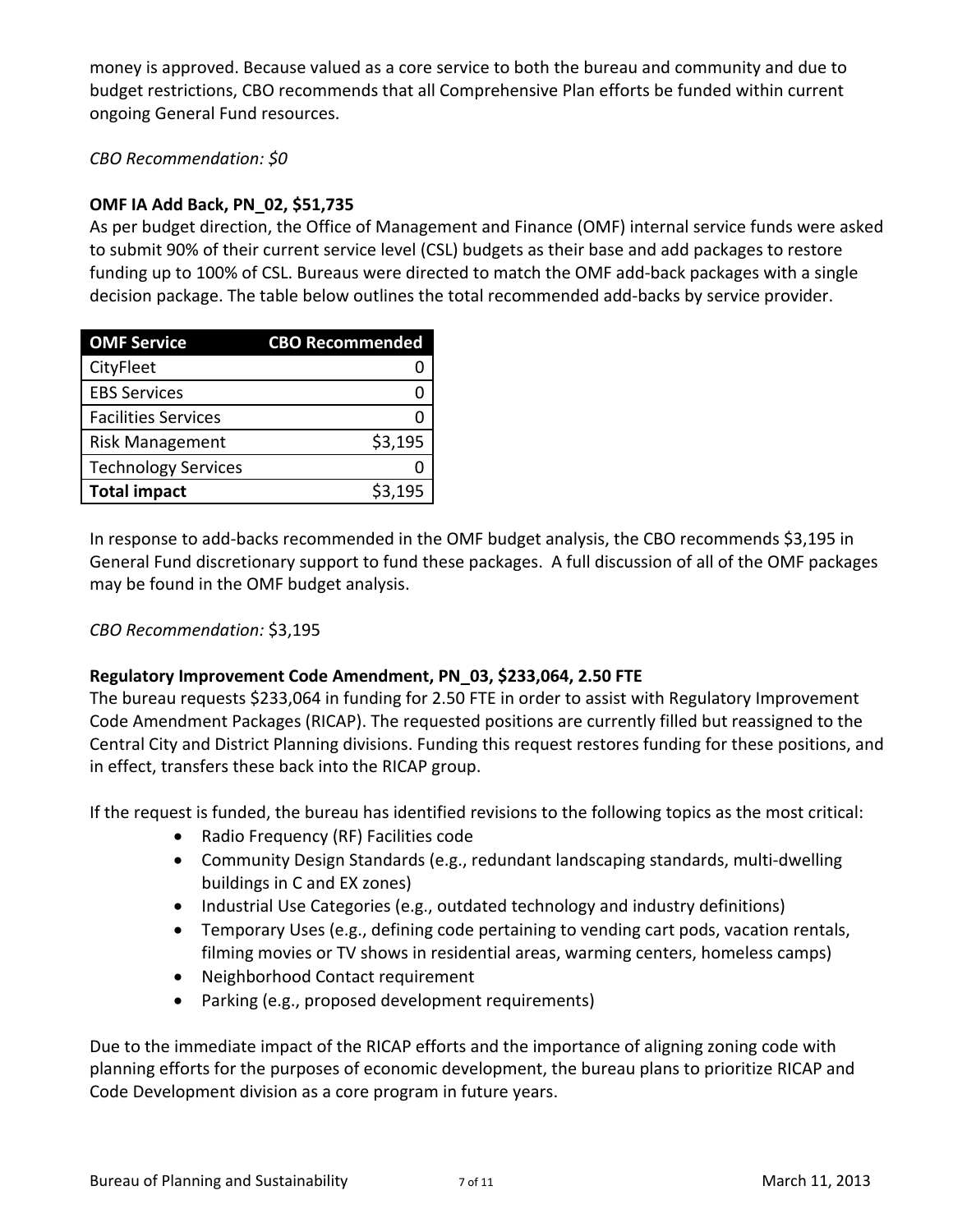money is approved. Because valued as a core service to both the bureau and community and due to budget restrictions, CBO recommends that all Comprehensive Plan efforts be funded within current ongoing General Fund resources.

*CBO Recommendation: $0*

**OMF IA Add Back, PN_02, $51,735**

As per budget direction, the Office of Management and Finance (OMF) internal service funds were asked to submit 90% of their current service level (CSL) budgets as their base and add packages to restore funding up to 100% of CSL. Bureaus were directed to match the OMF add-back packages with a single decision package. The table below outlines the total recommended add-backs by service provider.

| OMF Service | CBO Recommended |
|---|---|
| CityFleet | 0 |
| EBS Services | 0 |
| Facilities Services | 0 |
| Risk Management | $3,195 |
| Technology Services | 0 |
| **Total impact** | $3,195 |

In response to add-backs recommended in the OMF budget analysis, the CBO recommends $3,195 in General Fund discretionary support to fund these packages. A full discussion of all of the OMF packages may be found in the OMF budget analysis.

*CBO Recommendation:* $3,195

**Regulatory Improvement Code Amendment, PN_03, $233,064, 2.50 FTE**

The bureau requests $233,064 in funding for 2.50 FTE in order to assist with Regulatory Improvement Code Amendment Packages (RICAP). The requested positions are currently filled but reassigned to the Central City and District Planning divisions. Funding this request restores funding for these positions, and in effect, transfers these back into the RICAP group.

If the request is funded, the bureau has identified revisions to the following topics as the most critical:

- Radio Frequency (RF) Facilities code
- Community Design Standards (e.g., redundant landscaping standards, multi-dwelling buildings in C and EX zones)
- Industrial Use Categories (e.g., outdated technology and industry definitions)
- Temporary Uses (e.g., defining code pertaining to vending cart pods, vacation rentals, filming movies or TV shows in residential areas, warming centers, homeless camps)
- Neighborhood Contact requirement
- Parking (e.g., proposed development requirements)

Due to the immediate impact of the RICAP efforts and the importance of aligning zoning code with planning efforts for the purposes of economic development, the bureau plans to prioritize RICAP and Code Development division as a core program in future years.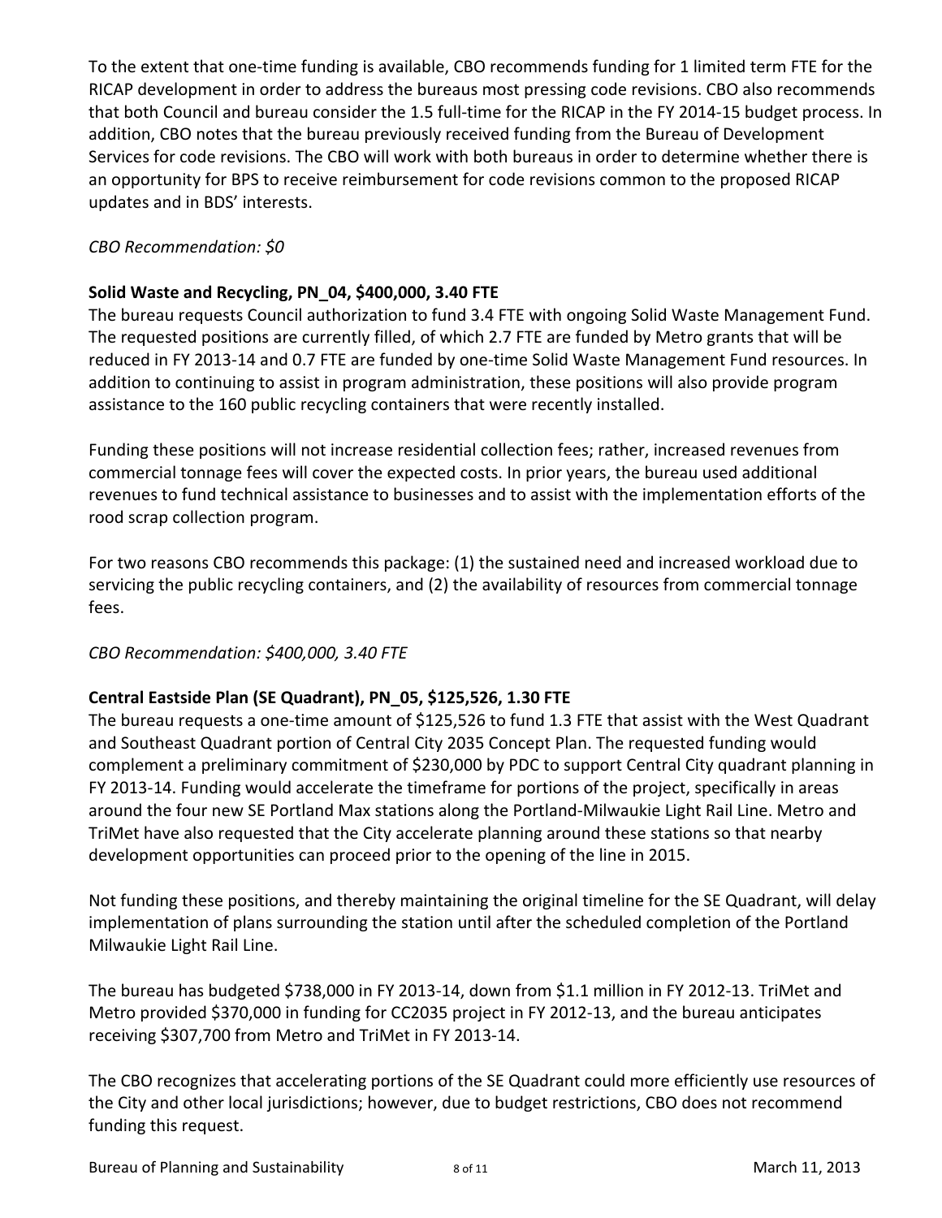To the extent that one-time funding is available, CBO recommends funding for 1 limited term FTE for the RICAP development in order to address the bureaus most pressing code revisions. CBO also recommends that both Council and bureau consider the 1.5 full-time for the RICAP in the FY 2014-15 budget process. In addition, CBO notes that the bureau previously received funding from the Bureau of Development Services for code revisions. The CBO will work with both bureaus in order to determine whether there is an opportunity for BPS to receive reimbursement for code revisions common to the proposed RICAP updates and in BDS' interests.

*CBO Recommendation: $0*

**Solid Waste and Recycling, PN_04, $400,000, 3.40 FTE**

The bureau requests Council authorization to fund 3.4 FTE with ongoing Solid Waste Management Fund. The requested positions are currently filled, of which 2.7 FTE are funded by Metro grants that will be reduced in FY 2013-14 and 0.7 FTE are funded by one-time Solid Waste Management Fund resources. In addition to continuing to assist in program administration, these positions will also provide program assistance to the 160 public recycling containers that were recently installed.

Funding these positions will not increase residential collection fees; rather, increased revenues from commercial tonnage fees will cover the expected costs. In prior years, the bureau used additional revenues to fund technical assistance to businesses and to assist with the implementation efforts of the rood scrap collection program.

For two reasons CBO recommends this package: (1) the sustained need and increased workload due to servicing the public recycling containers, and (2) the availability of resources from commercial tonnage fees.

*CBO Recommendation: $400,000, 3.40 FTE*

**Central Eastside Plan (SE Quadrant), PN_05, $125,526, 1.30 FTE**

The bureau requests a one-time amount of $125,526 to fund 1.3 FTE that assist with the West Quadrant and Southeast Quadrant portion of Central City 2035 Concept Plan. The requested funding would complement a preliminary commitment of $230,000 by PDC to support Central City quadrant planning in FY 2013-14. Funding would accelerate the timeframe for portions of the project, specifically in areas around the four new SE Portland Max stations along the Portland-Milwaukie Light Rail Line. Metro and TriMet have also requested that the City accelerate planning around these stations so that nearby development opportunities can proceed prior to the opening of the line in 2015.

Not funding these positions, and thereby maintaining the original timeline for the SE Quadrant, will delay implementation of plans surrounding the station until after the scheduled completion of the Portland Milwaukie Light Rail Line.

The bureau has budgeted $738,000 in FY 2013-14, down from $1.1 million in FY 2012-13. TriMet and Metro provided $370,000 in funding for CC2035 project in FY 2012-13, and the bureau anticipates receiving $307,700 from Metro and TriMet in FY 2013-14.

The CBO recognizes that accelerating portions of the SE Quadrant could more efficiently use resources of the City and other local jurisdictions; however, due to budget restrictions, CBO does not recommend funding this request.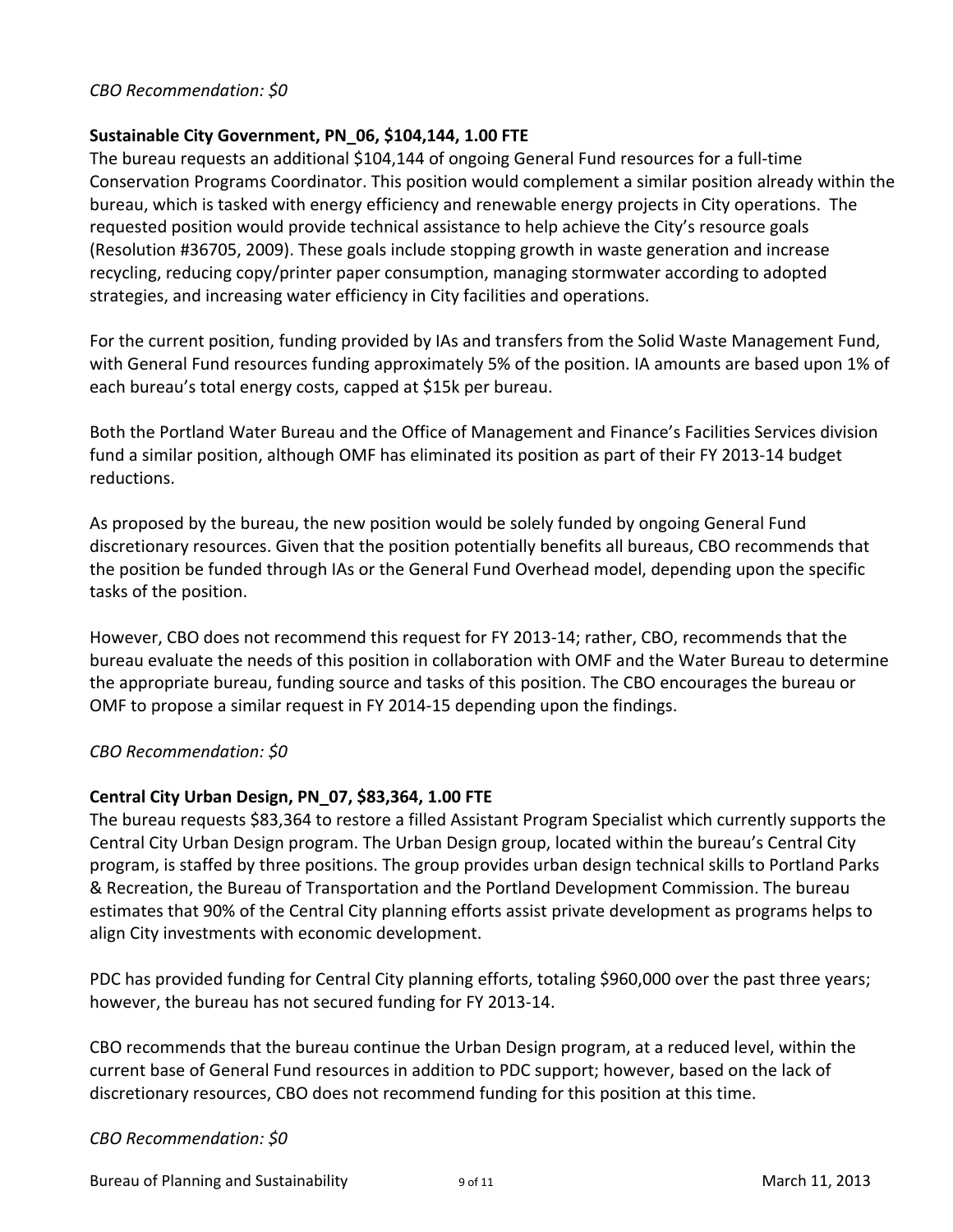*CBO Recommendation: $0*

**Sustainable City Government, PN_06, $104,144, 1.00 FTE**

The bureau requests an additional $104,144 of ongoing General Fund resources for a full-time Conservation Programs Coordinator. This position would complement a similar position already within the bureau, which is tasked with energy efficiency and renewable energy projects in City operations. The requested position would provide technical assistance to help achieve the City's resource goals (Resolution #36705, 2009). These goals include stopping growth in waste generation and increase recycling, reducing copy/printer paper consumption, managing stormwater according to adopted strategies, and increasing water efficiency in City facilities and operations.

For the current position, funding provided by IAs and transfers from the Solid Waste Management Fund, with General Fund resources funding approximately 5% of the position. IA amounts are based upon 1% of each bureau's total energy costs, capped at $15k per bureau.

Both the Portland Water Bureau and the Office of Management and Finance's Facilities Services division fund a similar position, although OMF has eliminated its position as part of their FY 2013-14 budget reductions.

As proposed by the bureau, the new position would be solely funded by ongoing General Fund discretionary resources. Given that the position potentially benefits all bureaus, CBO recommends that the position be funded through IAs or the General Fund Overhead model, depending upon the specific tasks of the position.

However, CBO does not recommend this request for FY 2013-14; rather, CBO, recommends that the bureau evaluate the needs of this position in collaboration with OMF and the Water Bureau to determine the appropriate bureau, funding source and tasks of this position. The CBO encourages the bureau or OMF to propose a similar request in FY 2014-15 depending upon the findings.

*CBO Recommendation: $0*

**Central City Urban Design, PN_07, $83,364, 1.00 FTE**

The bureau requests $83,364 to restore a filled Assistant Program Specialist which currently supports the Central City Urban Design program. The Urban Design group, located within the bureau's Central City program, is staffed by three positions. The group provides urban design technical skills to Portland Parks & Recreation, the Bureau of Transportation and the Portland Development Commission. The bureau estimates that 90% of the Central City planning efforts assist private development as programs helps to align City investments with economic development.

PDC has provided funding for Central City planning efforts, totaling $960,000 over the past three years; however, the bureau has not secured funding for FY 2013-14.

CBO recommends that the bureau continue the Urban Design program, at a reduced level, within the current base of General Fund resources in addition to PDC support; however, based on the lack of discretionary resources, CBO does not recommend funding for this position at this time.

*CBO Recommendation: $0*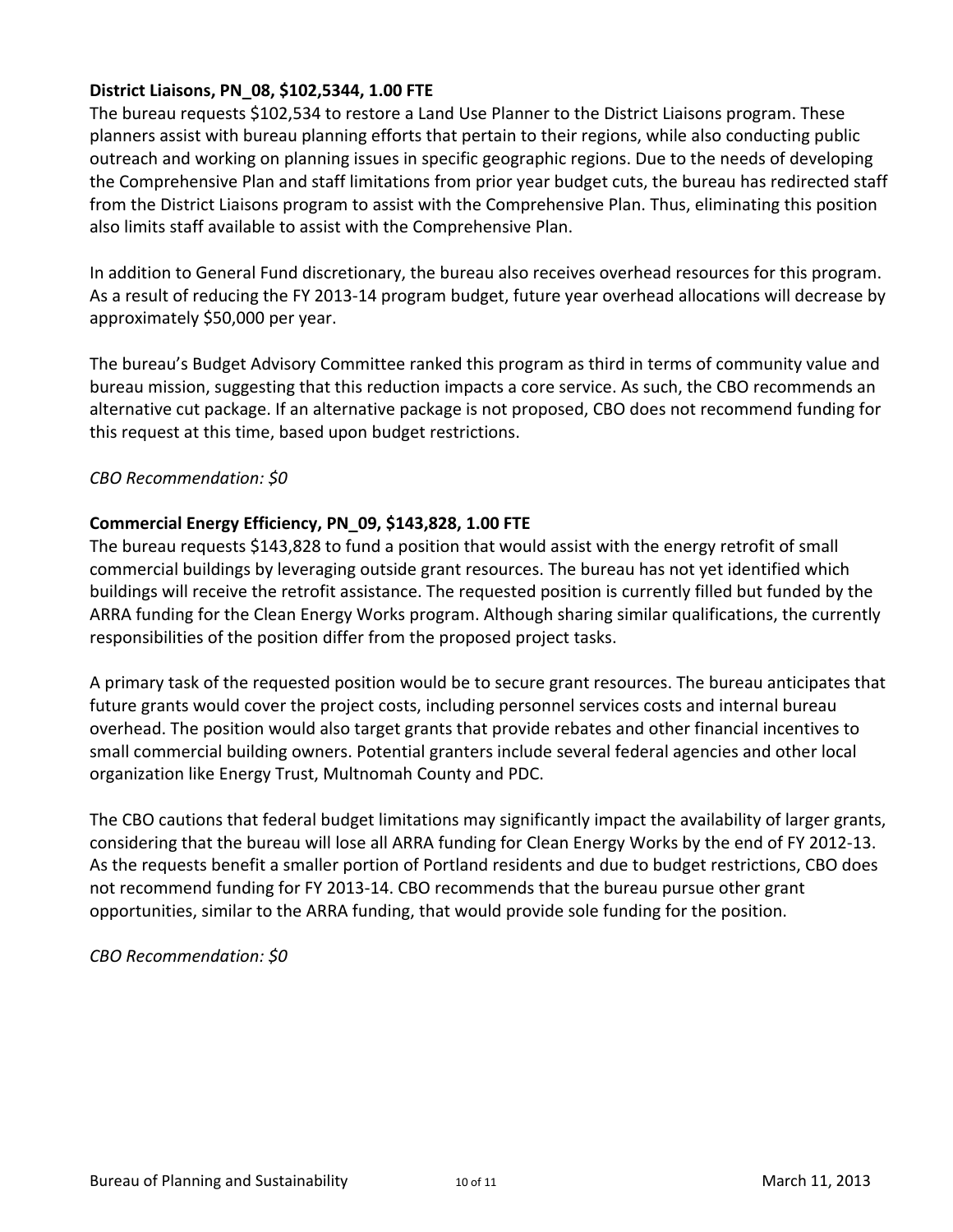**District Liaisons, PN_08, $102,5344, 1.00 FTE**

The bureau requests $102,534 to restore a Land Use Planner to the District Liaisons program. These planners assist with bureau planning efforts that pertain to their regions, while also conducting public outreach and working on planning issues in specific geographic regions. Due to the needs of developing the Comprehensive Plan and staff limitations from prior year budget cuts, the bureau has redirected staff from the District Liaisons program to assist with the Comprehensive Plan. Thus, eliminating this position also limits staff available to assist with the Comprehensive Plan.

In addition to General Fund discretionary, the bureau also receives overhead resources for this program. As a result of reducing the FY 2013-14 program budget, future year overhead allocations will decrease by approximately $50,000 per year.

The bureau's Budget Advisory Committee ranked this program as third in terms of community value and bureau mission, suggesting that this reduction impacts a core service. As such, the CBO recommends an alternative cut package. If an alternative package is not proposed, CBO does not recommend funding for this request at this time, based upon budget restrictions.

*CBO Recommendation: $0*

**Commercial Energy Efficiency, PN_09, $143,828, 1.00 FTE**

The bureau requests $143,828 to fund a position that would assist with the energy retrofit of small commercial buildings by leveraging outside grant resources. The bureau has not yet identified which buildings will receive the retrofit assistance. The requested position is currently filled but funded by the ARRA funding for the Clean Energy Works program. Although sharing similar qualifications, the currently responsibilities of the position differ from the proposed project tasks.

A primary task of the requested position would be to secure grant resources. The bureau anticipates that future grants would cover the project costs, including personnel services costs and internal bureau overhead. The position would also target grants that provide rebates and other financial incentives to small commercial building owners. Potential granters include several federal agencies and other local organization like Energy Trust, Multnomah County and PDC.

The CBO cautions that federal budget limitations may significantly impact the availability of larger grants, considering that the bureau will lose all ARRA funding for Clean Energy Works by the end of FY 2012-13. As the requests benefit a smaller portion of Portland residents and due to budget restrictions, CBO does not recommend funding for FY 2013-14. CBO recommends that the bureau pursue other grant opportunities, similar to the ARRA funding, that would provide sole funding for the position.

*CBO Recommendation: $0*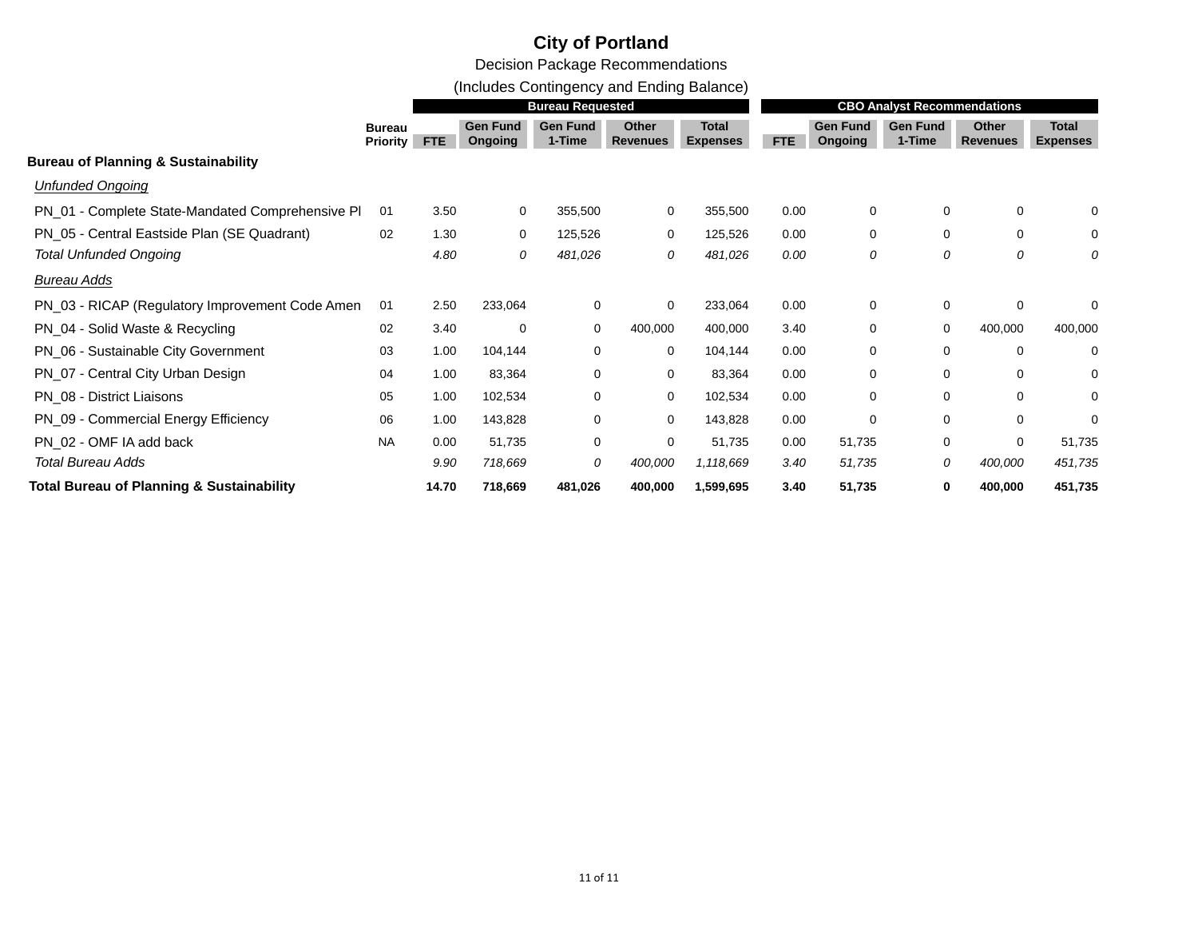# City of Portland

Decision Package Recommendations

(Includes Contingency and Ending Balance)

| | Bureau Priority | Bureau Requested | | | | | CBO Analyst Recommendations | | | | |
|---|---|---|---|---|---|---|---|---|---|---|---|
| | | FTE | Gen Fund Ongoing | Gen Fund 1-Time | Other Revenues | Total Expenses | FTE | Gen Fund Ongoing | Gen Fund 1-Time | Other Revenues | Total Expenses |
| **Bureau of Planning & Sustainability** | | | | | | | | | | | |
| *Unfunded Ongoing* | | | | | | | | | | | |
| PN_01 - Complete State-Mandated Comprehensive Pl | 01 | 3.50 | 0 | 355,500 | 0 | 355,500 | 0.00 | 0 | 0 | 0 | 0 |
| PN_05 - Central Eastside Plan (SE Quadrant) | 02 | 1.30 | 0 | 125,526 | 0 | 125,526 | 0.00 | 0 | 0 | 0 | 0 |
| *Total Unfunded Ongoing* | | *4.80* | *0* | *481,026* | *0* | *481,026* | *0.00* | *0* | *0* | *0* | *0* |
| *Bureau Adds* | | | | | | | | | | | |
| PN_03 - RICAP (Regulatory Improvement Code Amen | 01 | 2.50 | 233,064 | 0 | 0 | 233,064 | 0.00 | 0 | 0 | 0 | 0 |
| PN_04 - Solid Waste & Recycling | 02 | 3.40 | 0 | 0 | 400,000 | 400,000 | 3.40 | 0 | 0 | 400,000 | 400,000 |
| PN_06 - Sustainable City Government | 03 | 1.00 | 104,144 | 0 | 0 | 104,144 | 0.00 | 0 | 0 | 0 | 0 |
| PN_07 - Central City Urban Design | 04 | 1.00 | 83,364 | 0 | 0 | 83,364 | 0.00 | 0 | 0 | 0 | 0 |
| PN_08 - District Liaisons | 05 | 1.00 | 102,534 | 0 | 0 | 102,534 | 0.00 | 0 | 0 | 0 | 0 |
| PN_09 - Commercial Energy Efficiency | 06 | 1.00 | 143,828 | 0 | 0 | 143,828 | 0.00 | 0 | 0 | 0 | 0 |
| PN_02 - OMF IA add back | NA | 0.00 | 51,735 | 0 | 0 | 51,735 | 0.00 | 51,735 | 0 | 0 | 51,735 |
| *Total Bureau Adds* | | *9.90* | *718,669* | *0* | *400,000* | *1,118,669* | *3.40* | *51,735* | *0* | *400,000* | *451,735* |
| **Total Bureau of Planning & Sustainability** | | **14.70** | **718,669** | **481,026** | **400,000** | **1,599,695** | **3.40** | **51,735** | **0** | **400,000** | **451,735** |